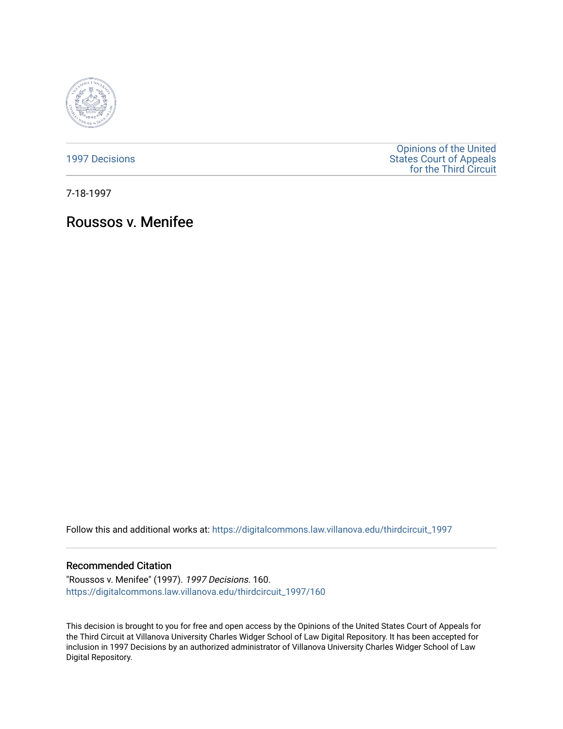1997 Decisions

Opinions of the United States Court of Appeals for the Third Circuit

7-18-1997

# Roussos v. Menifee

Follow this and additional works at: https://digitalcommons.law.villanova.edu/thirdcircuit_1997

## Recommended Citation

"Roussos v. Menifee" (1997). *1997 Decisions*. 160.
https://digitalcommons.law.villanova.edu/thirdcircuit_1997/160

This decision is brought to you for free and open access by the Opinions of the United States Court of Appeals for the Third Circuit at Villanova University Charles Widger School of Law Digital Repository. It has been accepted for inclusion in 1997 Decisions by an authorized administrator of Villanova University Charles Widger School of Law Digital Repository.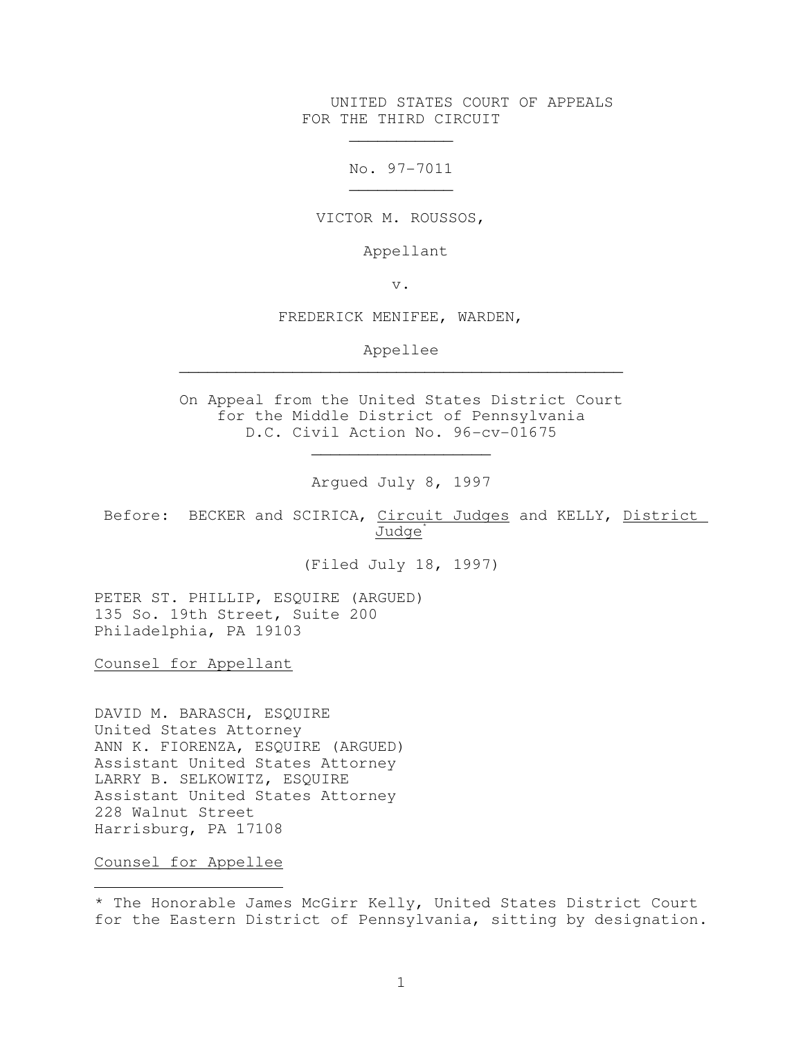UNITED STATES COURT OF APPEALS
FOR THE THIRD CIRCUIT

---

No. 97-7011

---

VICTOR M. ROUSSOS,

Appellant

v.

FREDERICK MENIFEE, WARDEN,

Appellee

---

On Appeal from the United States District Court
for the Middle District of Pennsylvania
D.C. Civil Action No. 96-cv-01675

---

Argued July 8, 1997

Before: BECKER and SCIRICA, Circuit Judges and KELLY, District Judge[*]

(Filed July 18, 1997)

PETER ST. PHILLIP, ESQUIRE (ARGUED)
135 So. 19th Street, Suite 200
Philadelphia, PA 19103

Counsel for Appellant

DAVID M. BARASCH, ESQUIRE
United States Attorney
ANN K. FIORENZA, ESQUIRE (ARGUED)
Assistant United States Attorney
LARRY B. SELKOWITZ, ESQUIRE
Assistant United States Attorney
228 Walnut Street
Harrisburg, PA 17108

Counsel for Appellee

---

\* The Honorable James McGirr Kelly, United States District Court for the Eastern District of Pennsylvania, sitting by designation.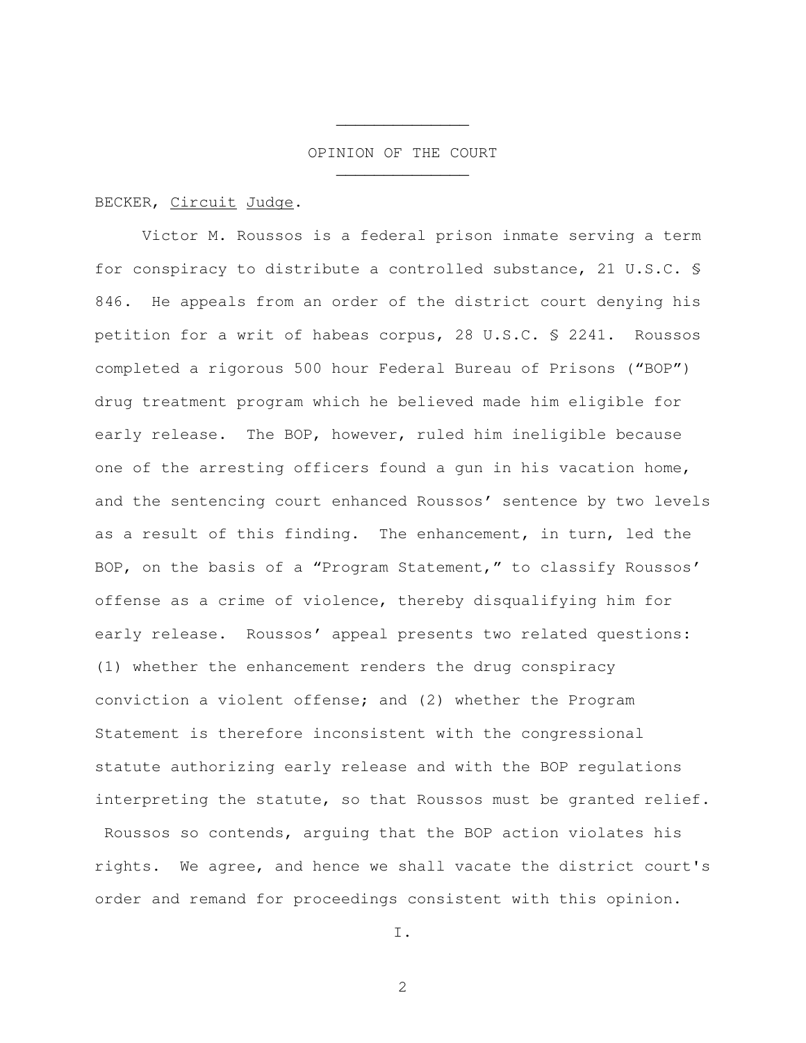## OPINION OF THE COURT

BECKER, Circuit Judge.

Victor M. Roussos is a federal prison inmate serving a term for conspiracy to distribute a controlled substance, 21 U.S.C. § 846. He appeals from an order of the district court denying his petition for a writ of habeas corpus, 28 U.S.C. § 2241. Roussos completed a rigorous 500 hour Federal Bureau of Prisons ("BOP") drug treatment program which he believed made him eligible for early release. The BOP, however, ruled him ineligible because one of the arresting officers found a gun in his vacation home, and the sentencing court enhanced Roussos' sentence by two levels as a result of this finding. The enhancement, in turn, led the BOP, on the basis of a "Program Statement," to classify Roussos' offense as a crime of violence, thereby disqualifying him for early release. Roussos' appeal presents two related questions: (1) whether the enhancement renders the drug conspiracy conviction a violent offense; and (2) whether the Program Statement is therefore inconsistent with the congressional statute authorizing early release and with the BOP regulations interpreting the statute, so that Roussos must be granted relief. Roussos so contends, arguing that the BOP action violates his rights. We agree, and hence we shall vacate the district court's order and remand for proceedings consistent with this opinion.

I.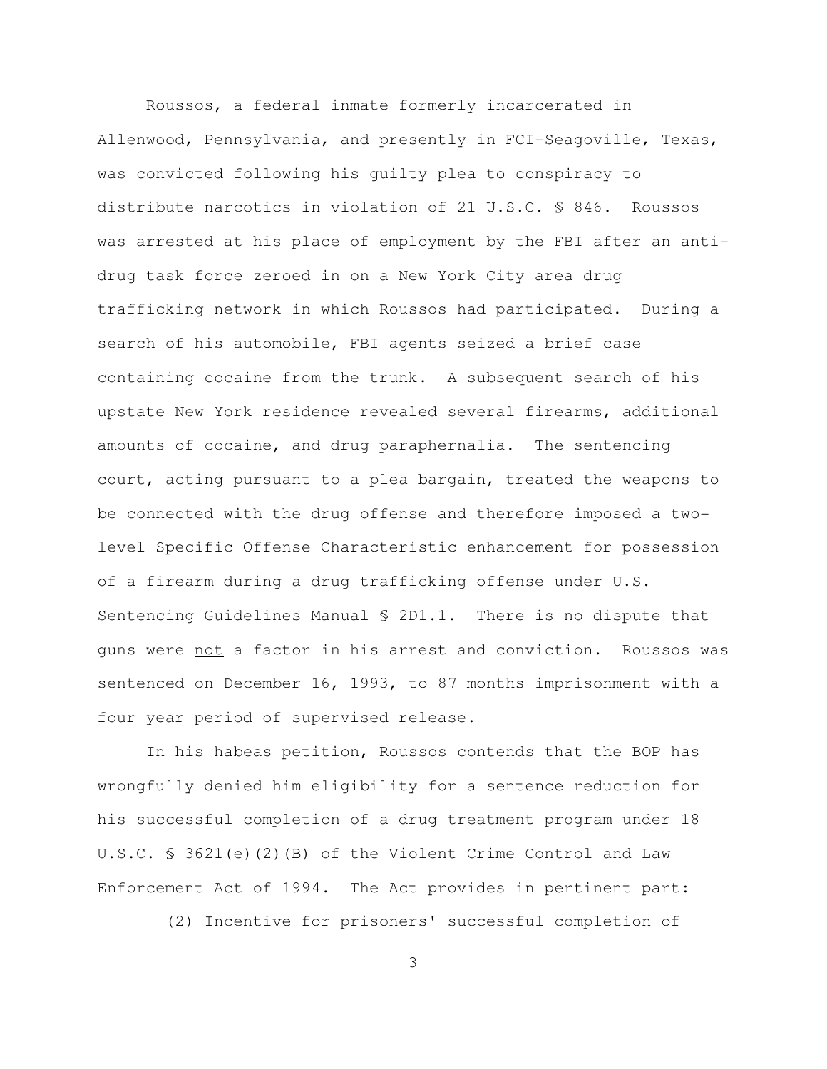Roussos, a federal inmate formerly incarcerated in Allenwood, Pennsylvania, and presently in FCI-Seagoville, Texas, was convicted following his guilty plea to conspiracy to distribute narcotics in violation of 21 U.S.C. § 846. Roussos was arrested at his place of employment by the FBI after an anti-drug task force zeroed in on a New York City area drug trafficking network in which Roussos had participated. During a search of his automobile, FBI agents seized a brief case containing cocaine from the trunk. A subsequent search of his upstate New York residence revealed several firearms, additional amounts of cocaine, and drug paraphernalia. The sentencing court, acting pursuant to a plea bargain, treated the weapons to be connected with the drug offense and therefore imposed a two-level Specific Offense Characteristic enhancement for possession of a firearm during a drug trafficking offense under U.S. Sentencing Guidelines Manual § 2D1.1. There is no dispute that guns were <u>not</u> a factor in his arrest and conviction. Roussos was sentenced on December 16, 1993, to 87 months imprisonment with a four year period of supervised release.

In his habeas petition, Roussos contends that the BOP has wrongfully denied him eligibility for a sentence reduction for his successful completion of a drug treatment program under 18 U.S.C. § 3621(e)(2)(B) of the Violent Crime Control and Law Enforcement Act of 1994. The Act provides in pertinent part:

> (2) Incentive for prisoners' successful completion of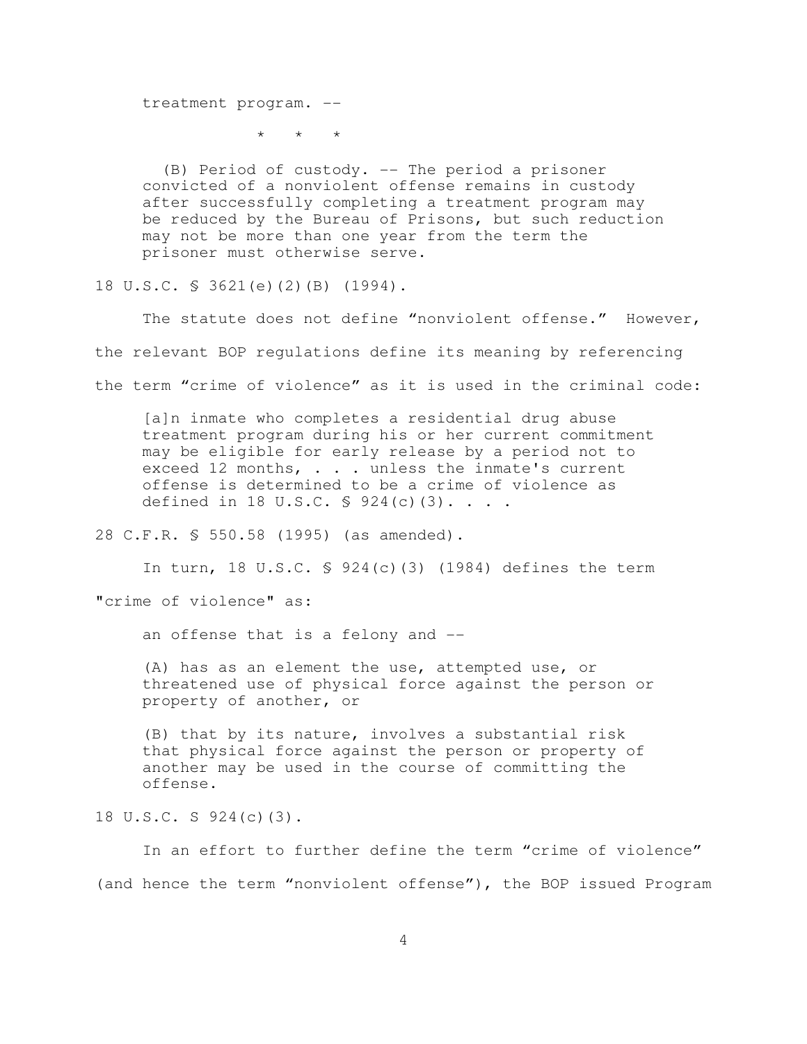treatment program. --

\* \* \*

(B) Period of custody. -- The period a prisoner convicted of a nonviolent offense remains in custody after successfully completing a treatment program may be reduced by the Bureau of Prisons, but such reduction may not be more than one year from the term the prisoner must otherwise serve.

18 U.S.C. § 3621(e)(2)(B) (1994).

The statute does not define "nonviolent offense." However, the relevant BOP regulations define its meaning by referencing the term "crime of violence" as it is used in the criminal code:

> [a]n inmate who completes a residential drug abuse treatment program during his or her current commitment may be eligible for early release by a period not to exceed 12 months, . . . unless the inmate's current offense is determined to be a crime of violence as defined in 18 U.S.C. § 924(c)(3). . . .

28 C.F.R. § 550.58 (1995) (as amended).

In turn, 18 U.S.C. § 924(c)(3) (1984) defines the term "crime of violence" as:

> an offense that is a felony and --
>
> (A) has as an element the use, attempted use, or threatened use of physical force against the person or property of another, or
>
> (B) that by its nature, involves a substantial risk that physical force against the person or property of another may be used in the course of committing the offense.

18 U.S.C. S 924(c)(3).

In an effort to further define the term "crime of violence" (and hence the term "nonviolent offense"), the BOP issued Program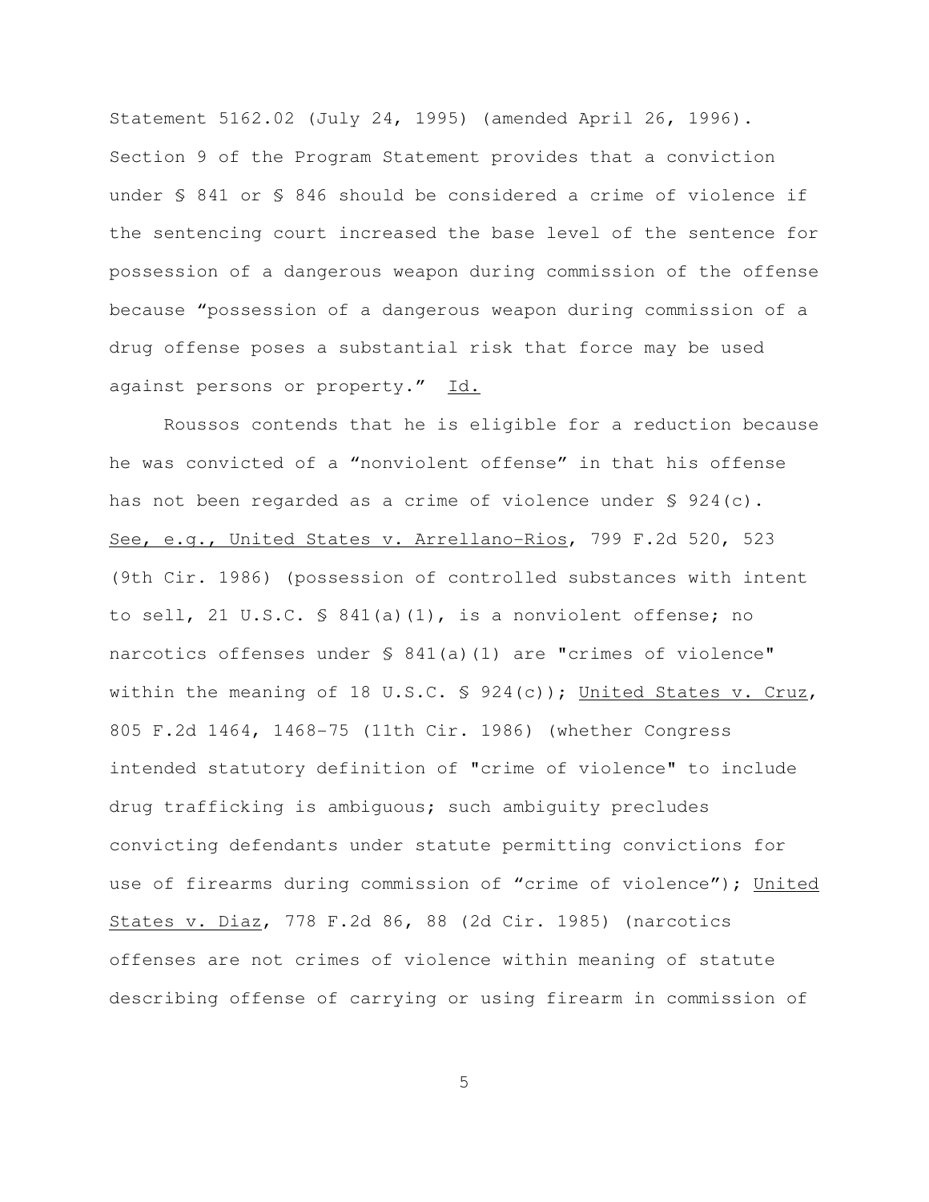Statement 5162.02 (July 24, 1995) (amended April 26, 1996). Section 9 of the Program Statement provides that a conviction under § 841 or § 846 should be considered a crime of violence if the sentencing court increased the base level of the sentence for possession of a dangerous weapon during commission of the offense because "possession of a dangerous weapon during commission of a drug offense poses a substantial risk that force may be used against persons or property." Id.

Roussos contends that he is eligible for a reduction because he was convicted of a "nonviolent offense" in that his offense has not been regarded as a crime of violence under § 924(c). See, e.g., United States v. Arrellano-Rios, 799 F.2d 520, 523 (9th Cir. 1986) (possession of controlled substances with intent to sell, 21 U.S.C. § 841(a)(1), is a nonviolent offense; no narcotics offenses under § 841(a)(1) are "crimes of violence" within the meaning of 18 U.S.C. § 924(c)); United States v. Cruz, 805 F.2d 1464, 1468-75 (11th Cir. 1986) (whether Congress intended statutory definition of "crime of violence" to include drug trafficking is ambiguous; such ambiguity precludes convicting defendants under statute permitting convictions for use of firearms during commission of "crime of violence"); United States v. Diaz, 778 F.2d 86, 88 (2d Cir. 1985) (narcotics offenses are not crimes of violence within meaning of statute describing offense of carrying or using firearm in commission of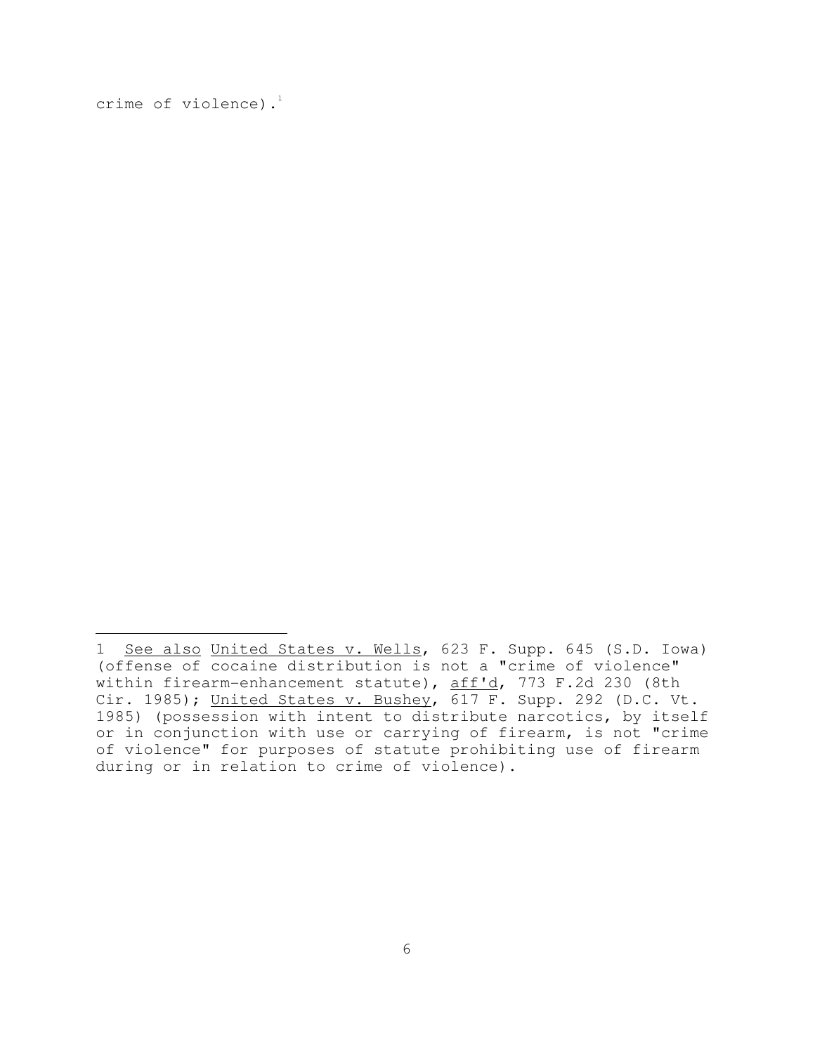crime of violence).[1]

---

1 See also United States v. Wells, 623 F. Supp. 645 (S.D. Iowa) (offense of cocaine distribution is not a "crime of violence" within firearm-enhancement statute), aff'd, 773 F.2d 230 (8th Cir. 1985); United States v. Bushey, 617 F. Supp. 292 (D.C. Vt. 1985) (possession with intent to distribute narcotics, by itself or in conjunction with use or carrying of firearm, is not "crime of violence" for purposes of statute prohibiting use of firearm during or in relation to crime of violence).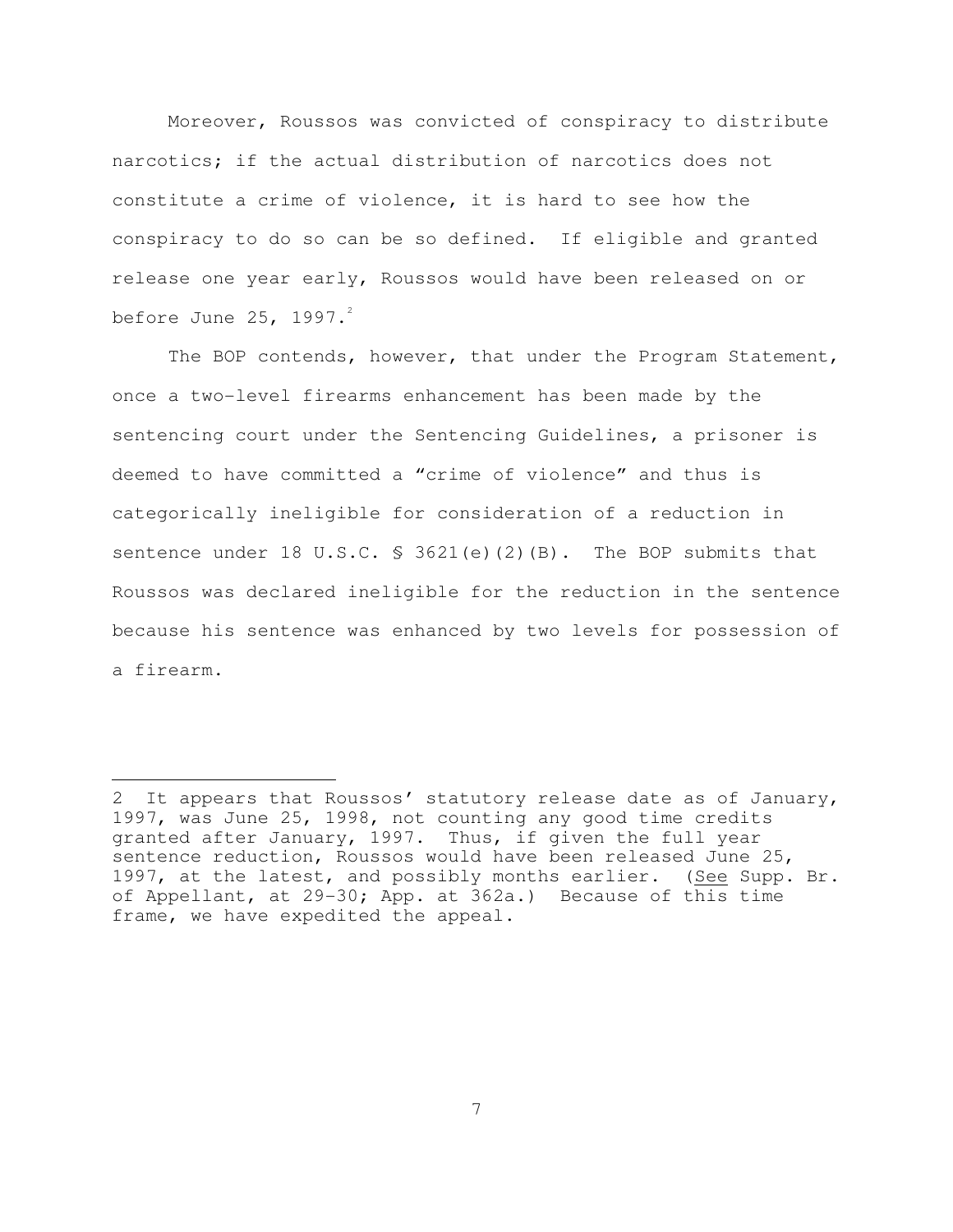Moreover, Roussos was convicted of conspiracy to distribute narcotics; if the actual distribution of narcotics does not constitute a crime of violence, it is hard to see how the conspiracy to do so can be so defined. If eligible and granted release one year early, Roussos would have been released on or before June 25, 1997.[2]

The BOP contends, however, that under the Program Statement, once a two-level firearms enhancement has been made by the sentencing court under the Sentencing Guidelines, a prisoner is deemed to have committed a "crime of violence" and thus is categorically ineligible for consideration of a reduction in sentence under 18 U.S.C. § 3621(e)(2)(B). The BOP submits that Roussos was declared ineligible for the reduction in the sentence because his sentence was enhanced by two levels for possession of a firearm.

---

2 It appears that Roussos' statutory release date as of January, 1997, was June 25, 1998, not counting any good time credits granted after January, 1997. Thus, if given the full year sentence reduction, Roussos would have been released June 25, 1997, at the latest, and possibly months earlier. (See Supp. Br. of Appellant, at 29-30; App. at 362a.) Because of this time frame, we have expedited the appeal.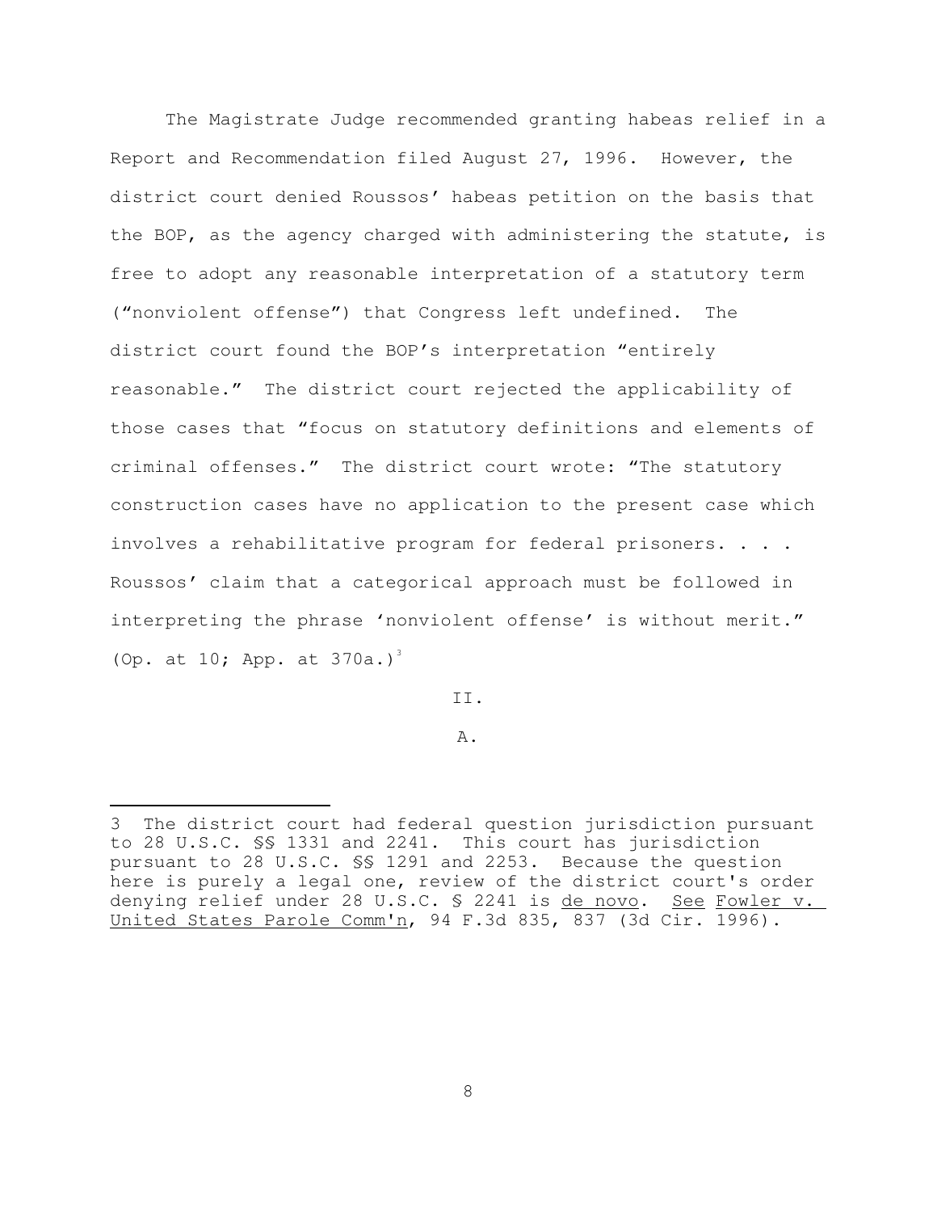The Magistrate Judge recommended granting habeas relief in a Report and Recommendation filed August 27, 1996. However, the district court denied Roussos' habeas petition on the basis that the BOP, as the agency charged with administering the statute, is free to adopt any reasonable interpretation of a statutory term ("nonviolent offense") that Congress left undefined. The district court found the BOP's interpretation "entirely reasonable." The district court rejected the applicability of those cases that "focus on statutory definitions and elements of criminal offenses." The district court wrote: "The statutory construction cases have no application to the present case which involves a rehabilitative program for federal prisoners. . . . Roussos' claim that a categorical approach must be followed in interpreting the phrase 'nonviolent offense' is without merit." (Op. at 10; App. at 370a.)[3]

II.

A.

---

3 The district court had federal question jurisdiction pursuant to 28 U.S.C. §§ 1331 and 2241. This court has jurisdiction pursuant to 28 U.S.C. §§ 1291 and 2253. Because the question here is purely a legal one, review of the district court's order denying relief under 28 U.S.C. § 2241 is _de novo_. _See_ _Fowler v. United States Parole Comm'n_, 94 F.3d 835, 837 (3d Cir. 1996).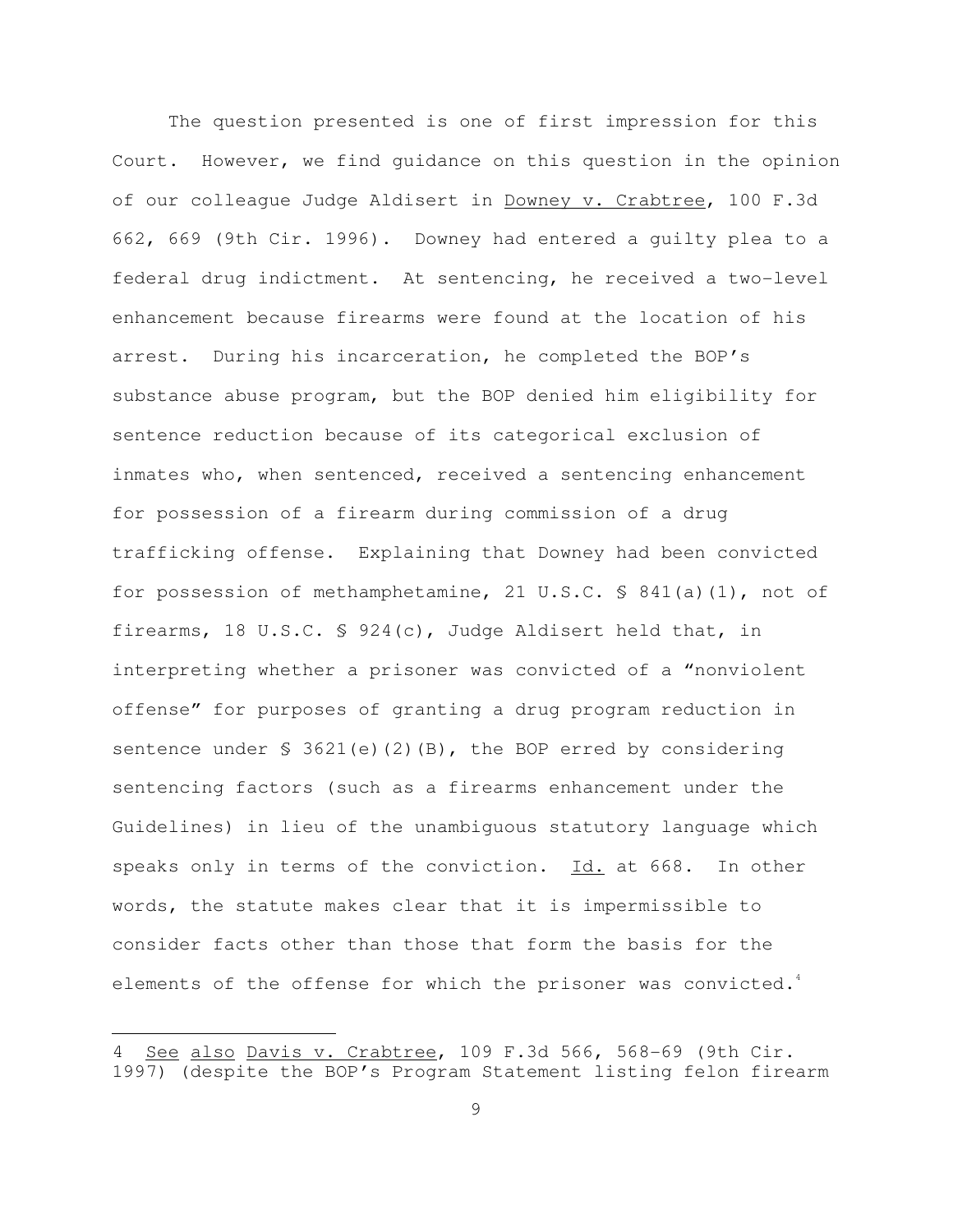The question presented is one of first impression for this Court. However, we find guidance on this question in the opinion of our colleague Judge Aldisert in Downey v. Crabtree, 100 F.3d 662, 669 (9th Cir. 1996). Downey had entered a guilty plea to a federal drug indictment. At sentencing, he received a two-level enhancement because firearms were found at the location of his arrest. During his incarceration, he completed the BOP's substance abuse program, but the BOP denied him eligibility for sentence reduction because of its categorical exclusion of inmates who, when sentenced, received a sentencing enhancement for possession of a firearm during commission of a drug trafficking offense. Explaining that Downey had been convicted for possession of methamphetamine, 21 U.S.C. § 841(a)(1), not of firearms, 18 U.S.C. § 924(c), Judge Aldisert held that, in interpreting whether a prisoner was convicted of a "nonviolent offense" for purposes of granting a drug program reduction in sentence under § 3621(e)(2)(B), the BOP erred by considering sentencing factors (such as a firearms enhancement under the Guidelines) in lieu of the unambiguous statutory language which speaks only in terms of the conviction. Id. at 668. In other words, the statute makes clear that it is impermissible to consider facts other than those that form the basis for the elements of the offense for which the prisoner was convicted.[4]

---

4 See also Davis v. Crabtree, 109 F.3d 566, 568-69 (9th Cir. 1997) (despite the BOP's Program Statement listing felon firearm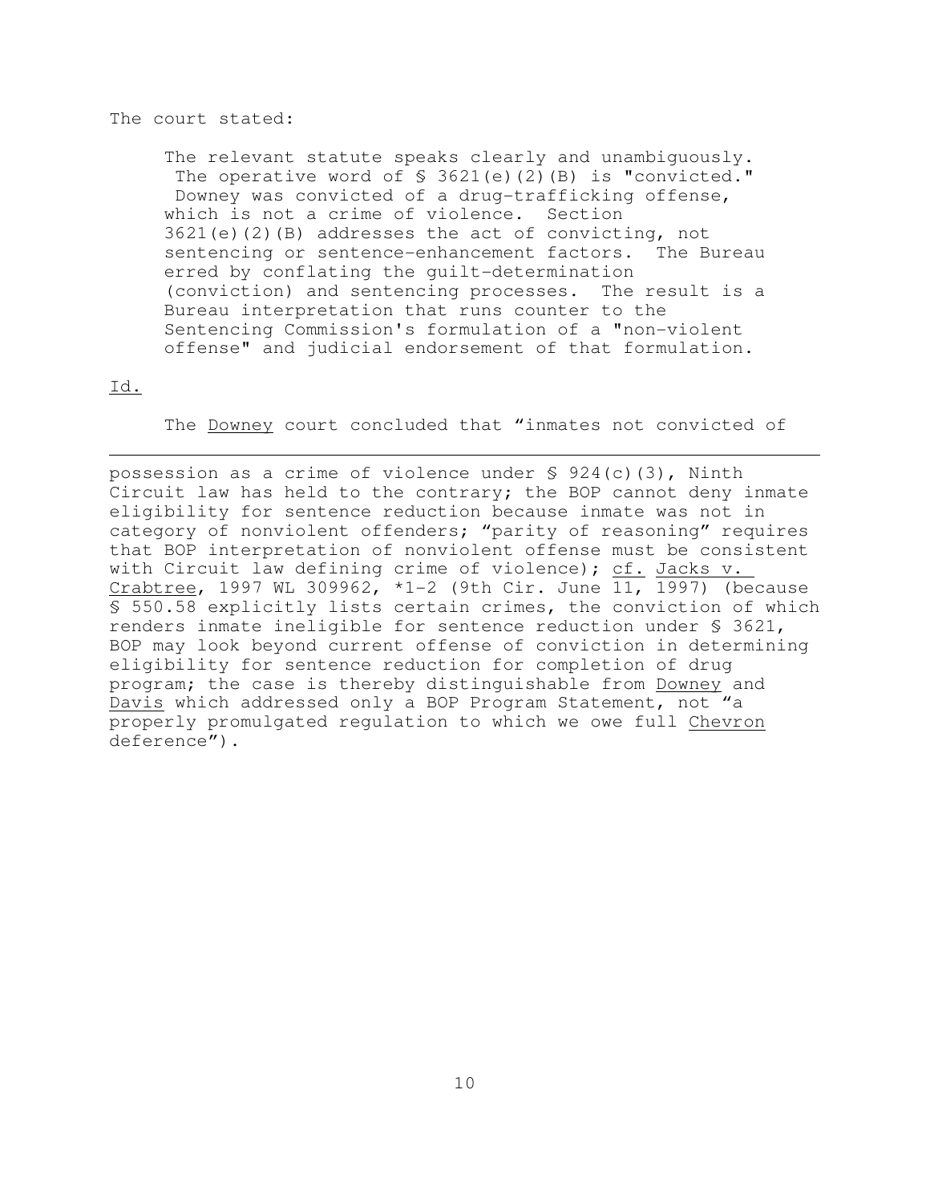The court stated:

> The relevant statute speaks clearly and unambiguously. The operative word of § 3621(e)(2)(B) is "convicted." Downey was convicted of a drug-trafficking offense, which is not a crime of violence. Section 3621(e)(2)(B) addresses the act of convicting, not sentencing or sentence-enhancement factors. The Bureau erred by conflating the guilt-determination (conviction) and sentencing processes. The result is a Bureau interpretation that runs counter to the Sentencing Commission's formulation of a "non-violent offense" and judicial endorsement of that formulation.

Id.

The Downey court concluded that "inmates not convicted of

---

possession as a crime of violence under § 924(c)(3), Ninth Circuit law has held to the contrary; the BOP cannot deny inmate eligibility for sentence reduction because inmate was not in category of nonviolent offenders; "parity of reasoning" requires that BOP interpretation of nonviolent offense must be consistent with Circuit law defining crime of violence); cf. Jacks v. Crabtree, 1997 WL 309962, *1-2 (9th Cir. June 11, 1997) (because § 550.58 explicitly lists certain crimes, the conviction of which renders inmate ineligible for sentence reduction under § 3621, BOP may look beyond current offense of conviction in determining eligibility for sentence reduction for completion of drug program; the case is thereby distinguishable from Downey and Davis which addressed only a BOP Program Statement, not "a properly promulgated regulation to which we owe full Chevron deference").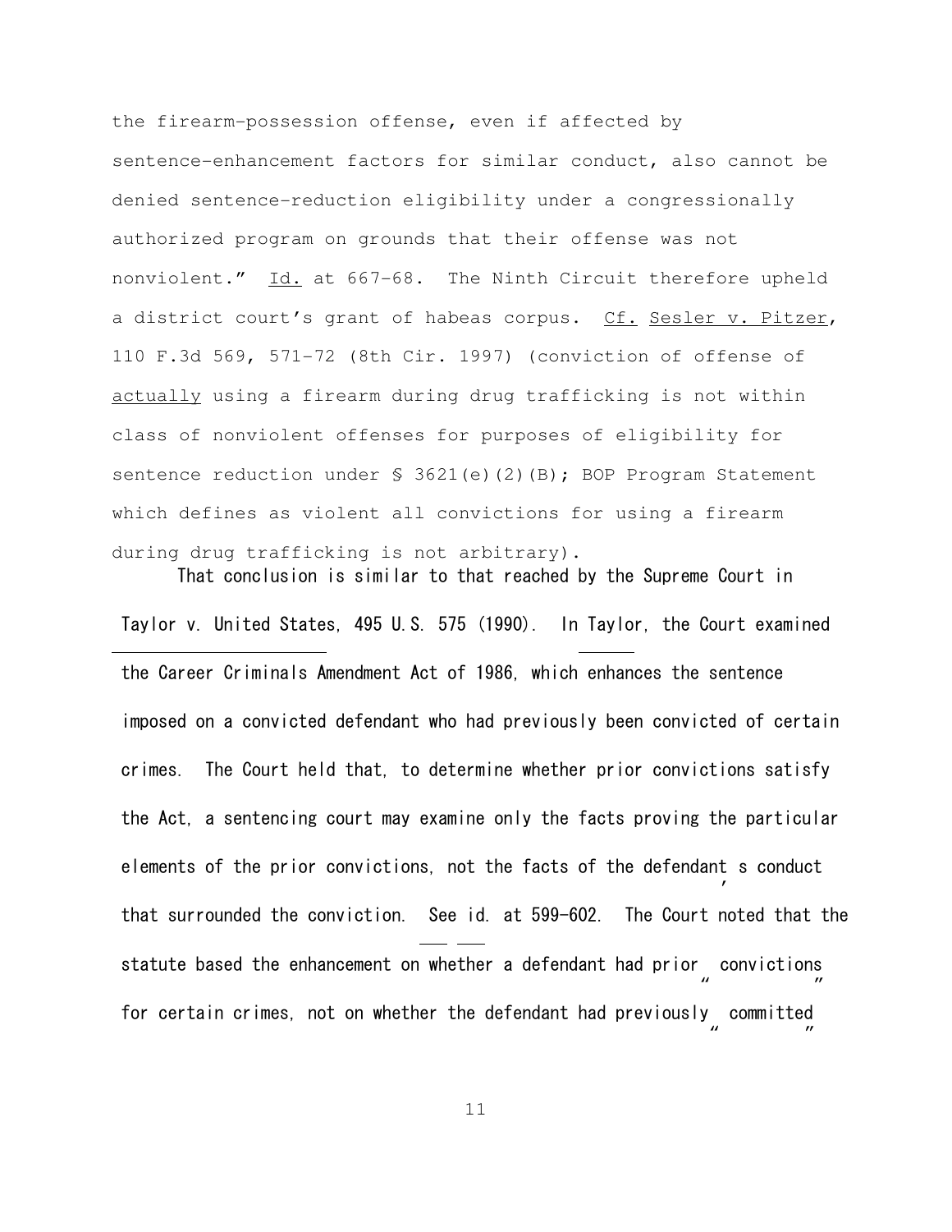the firearm-possession offense, even if affected by sentence-enhancement factors for similar conduct, also cannot be denied sentence-reduction eligibility under a congressionally authorized program on grounds that their offense was not nonviolent." Id. at 667-68. The Ninth Circuit therefore upheld a district court's grant of habeas corpus. Cf. Sesler v. Pitzer, 110 F.3d 569, 571-72 (8th Cir. 1997) (conviction of offense of actually using a firearm during drug trafficking is not within class of nonviolent offenses for purposes of eligibility for sentence reduction under § 3621(e)(2)(B); BOP Program Statement which defines as violent all convictions for using a firearm during drug trafficking is not arbitrary).

That conclusion is similar to that reached by the Supreme Court in Taylor v. United States, 495 U.S. 575 (1990). In Taylor, the Court examined the Career Criminals Amendment Act of 1986, which enhances the sentence imposed on a convicted defendant who had previously been convicted of certain crimes. The Court held that, to determine whether prior convictions satisfy the Act, a sentencing court may examine only the facts proving the particular elements of the prior convictions, not the facts of the defendant's conduct that surrounded the conviction. See id. at 599-602. The Court noted that the statute based the enhancement on whether a defendant had prior "convictions" for certain crimes, not on whether the defendant had previously "committed"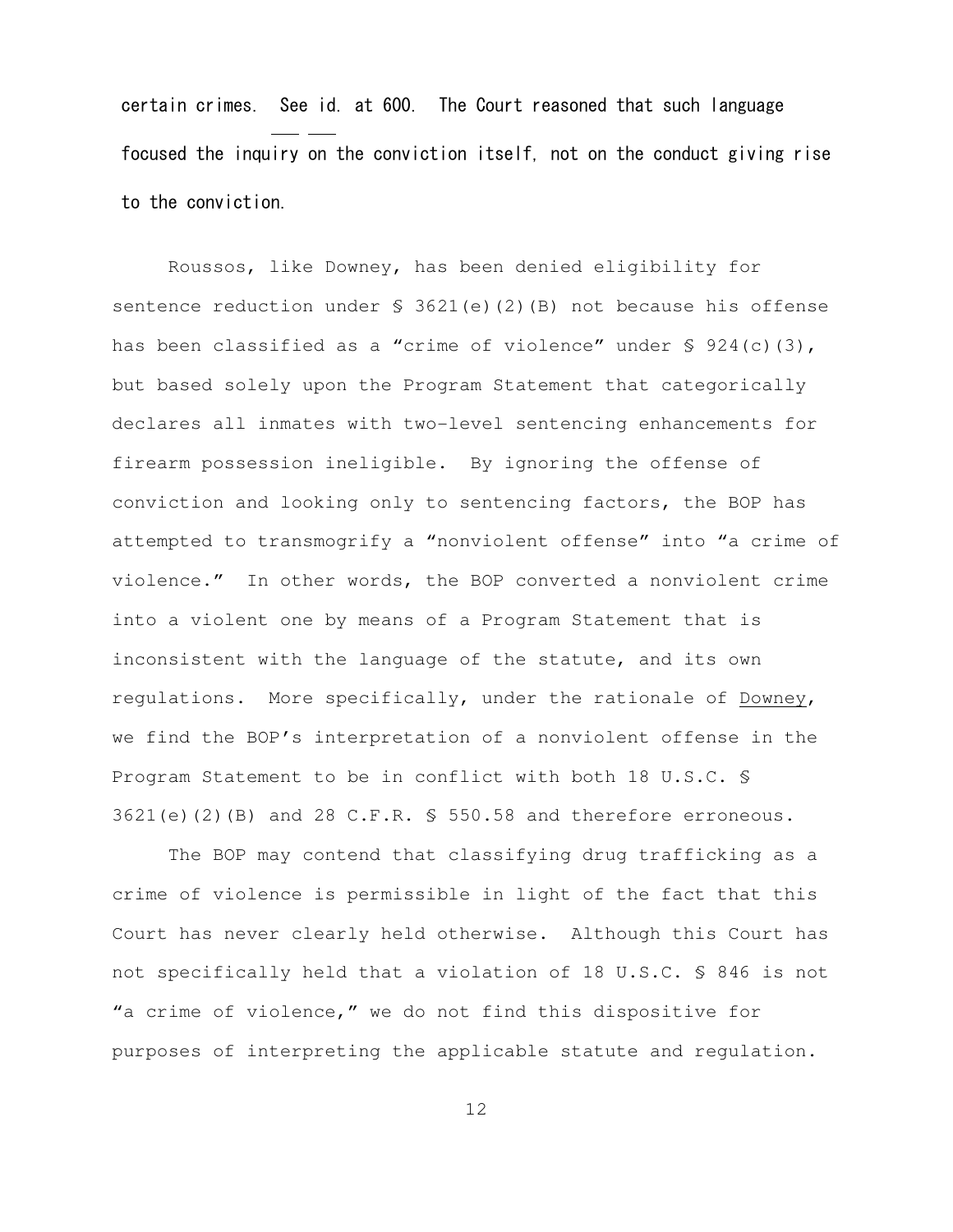certain crimes. See *id.* at 600. The Court reasoned that such language focused the inquiry on the conviction itself, not on the conduct giving rise to the conviction.

Roussos, like Downey, has been denied eligibility for sentence reduction under § 3621(e)(2)(B) not because his offense has been classified as a "crime of violence" under § 924(c)(3), but based solely upon the Program Statement that categorically declares all inmates with two-level sentencing enhancements for firearm possession ineligible. By ignoring the offense of conviction and looking only to sentencing factors, the BOP has attempted to transmogrify a "nonviolent offense" into "a crime of violence." In other words, the BOP converted a nonviolent crime into a violent one by means of a Program Statement that is inconsistent with the language of the statute, and its own regulations. More specifically, under the rationale of Downey, we find the BOP's interpretation of a nonviolent offense in the Program Statement to be in conflict with both 18 U.S.C. § 3621(e)(2)(B) and 28 C.F.R. § 550.58 and therefore erroneous.

The BOP may contend that classifying drug trafficking as a crime of violence is permissible in light of the fact that this Court has never clearly held otherwise. Although this Court has not specifically held that a violation of 18 U.S.C. § 846 is not "a crime of violence," we do not find this dispositive for purposes of interpreting the applicable statute and regulation.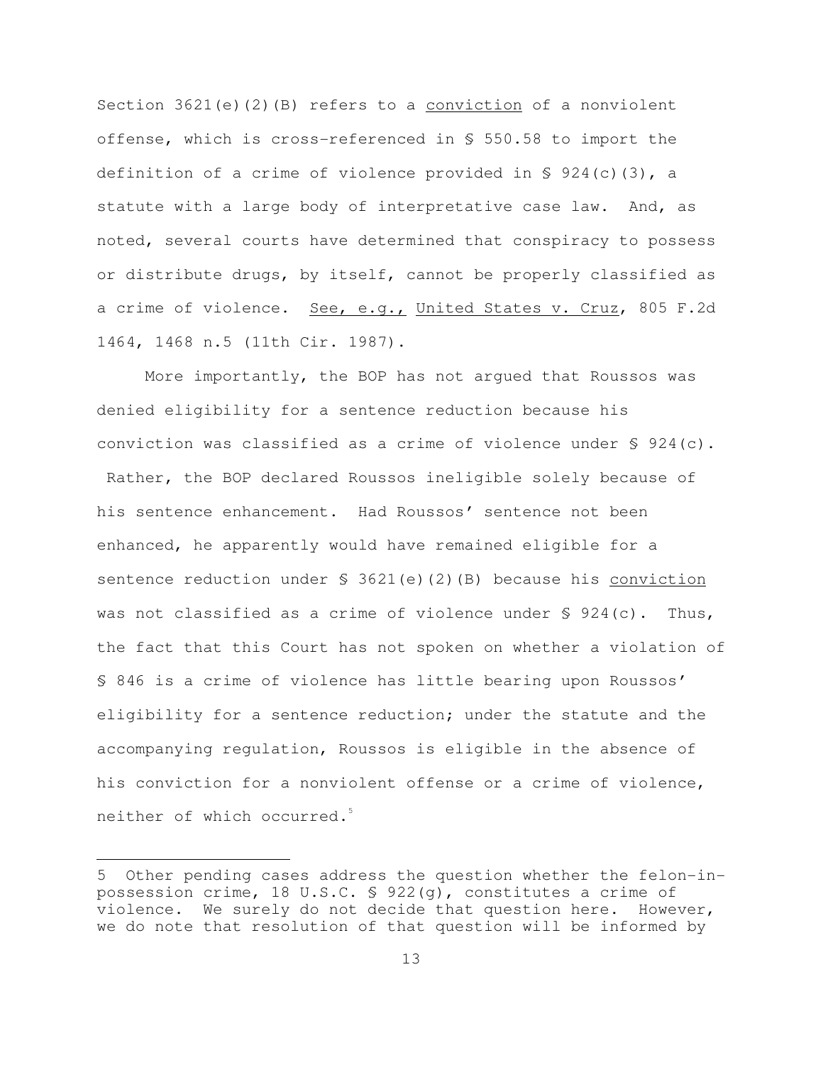Section 3621(e)(2)(B) refers to a conviction of a nonviolent offense, which is cross-referenced in § 550.58 to import the definition of a crime of violence provided in § 924(c)(3), a statute with a large body of interpretative case law. And, as noted, several courts have determined that conspiracy to possess or distribute drugs, by itself, cannot be properly classified as a crime of violence. *See, e.g.,* *United States v. Cruz*, 805 F.2d 1464, 1468 n.5 (11th Cir. 1987).

More importantly, the BOP has not argued that Roussos was denied eligibility for a sentence reduction because his conviction was classified as a crime of violence under § 924(c). Rather, the BOP declared Roussos ineligible solely because of his sentence enhancement. Had Roussos' sentence not been enhanced, he apparently would have remained eligible for a sentence reduction under § 3621(e)(2)(B) because his conviction was not classified as a crime of violence under § 924(c). Thus, the fact that this Court has not spoken on whether a violation of § 846 is a crime of violence has little bearing upon Roussos' eligibility for a sentence reduction; under the statute and the accompanying regulation, Roussos is eligible in the absence of his conviction for a nonviolent offense or a crime of violence, neither of which occurred.[5]

---

5 Other pending cases address the question whether the felon-in-possession crime, 18 U.S.C. § 922(g), constitutes a crime of violence. We surely do not decide that question here. However, we do note that resolution of that question will be informed by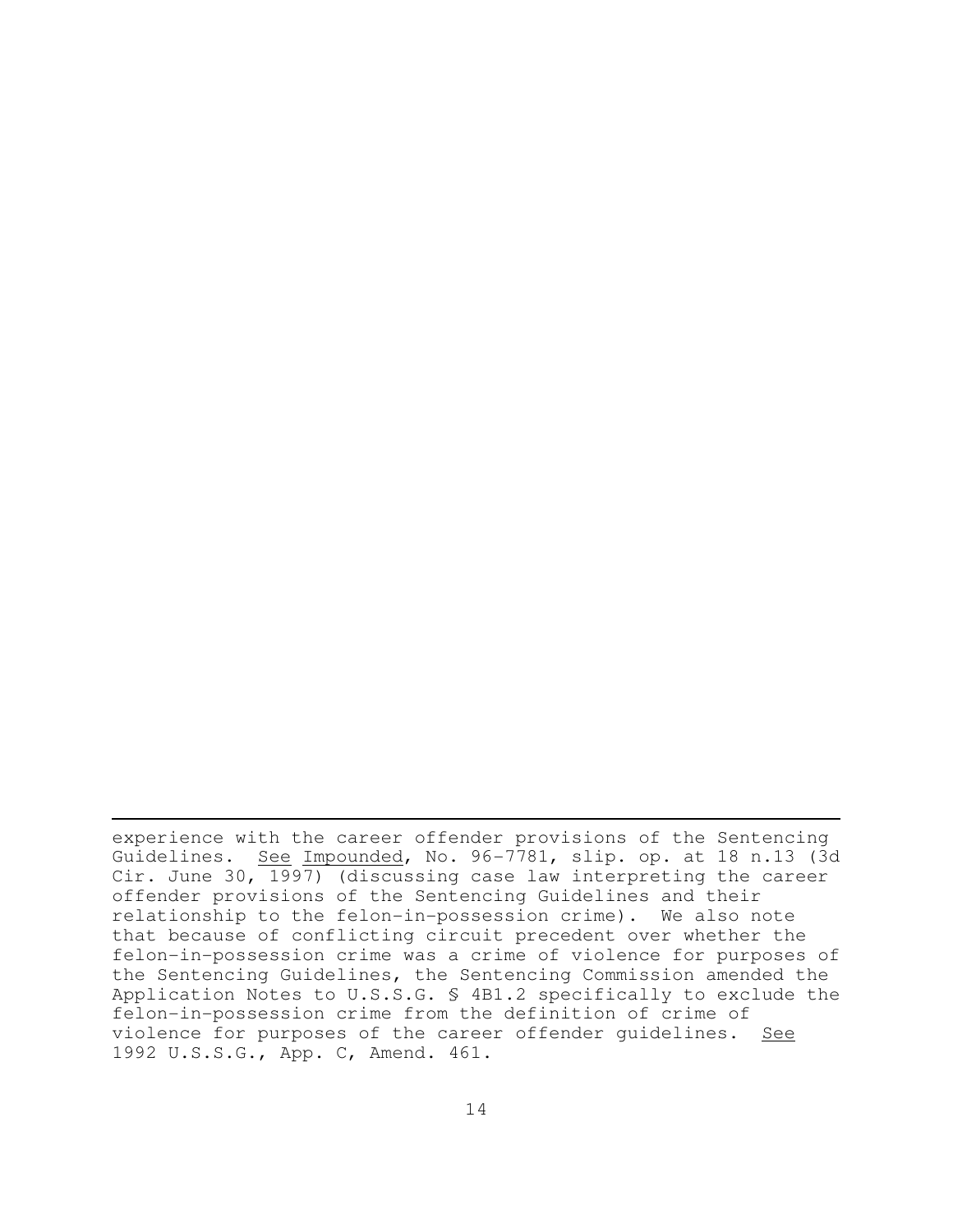experience with the career offender provisions of the Sentencing Guidelines. See Impounded, No. 96-7781, slip. op. at 18 n.13 (3d Cir. June 30, 1997) (discussing case law interpreting the career offender provisions of the Sentencing Guidelines and their relationship to the felon-in-possession crime). We also note that because of conflicting circuit precedent over whether the felon-in-possession crime was a crime of violence for purposes of the Sentencing Guidelines, the Sentencing Commission amended the Application Notes to U.S.S.G. § 4B1.2 specifically to exclude the felon-in-possession crime from the definition of crime of violence for purposes of the career offender guidelines. See 1992 U.S.S.G., App. C, Amend. 461.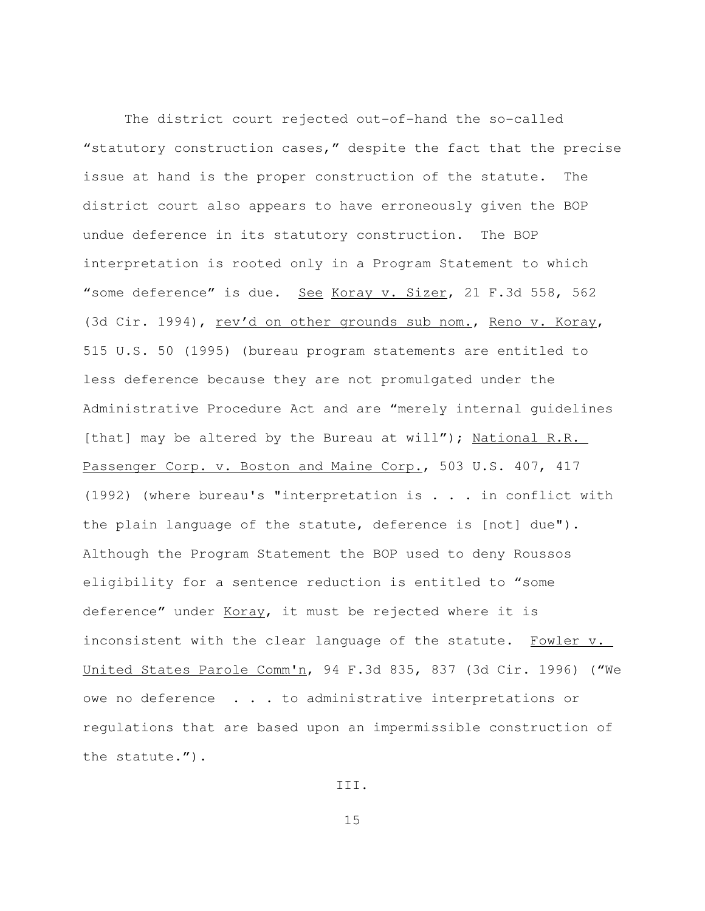The district court rejected out-of-hand the so-called "statutory construction cases," despite the fact that the precise issue at hand is the proper construction of the statute. The district court also appears to have erroneously given the BOP undue deference in its statutory construction. The BOP interpretation is rooted only in a Program Statement to which "some deference" is due. See Koray v. Sizer, 21 F.3d 558, 562 (3d Cir. 1994), rev'd on other grounds sub nom., Reno v. Koray, 515 U.S. 50 (1995) (bureau program statements are entitled to less deference because they are not promulgated under the Administrative Procedure Act and are "merely internal guidelines [that] may be altered by the Bureau at will"); National R.R. Passenger Corp. v. Boston and Maine Corp., 503 U.S. 407, 417 (1992) (where bureau's "interpretation is . . . in conflict with the plain language of the statute, deference is [not] due"). Although the Program Statement the BOP used to deny Roussos eligibility for a sentence reduction is entitled to "some deference" under Koray, it must be rejected where it is inconsistent with the clear language of the statute. Fowler v. United States Parole Comm'n, 94 F.3d 835, 837 (3d Cir. 1996) ("We owe no deference . . . to administrative interpretations or regulations that are based upon an impermissible construction of the statute.").

III.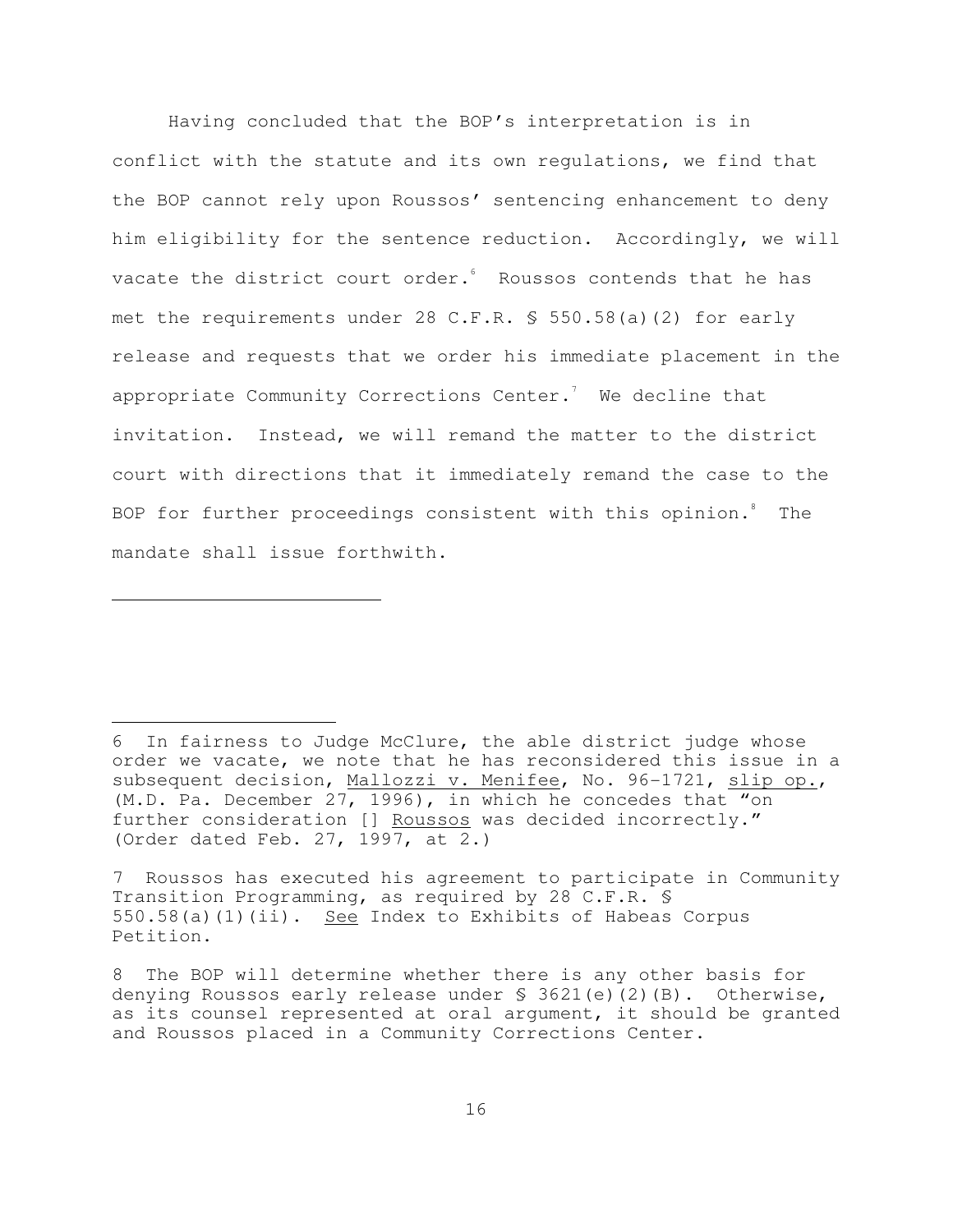Having concluded that the BOP's interpretation is in conflict with the statute and its own regulations, we find that the BOP cannot rely upon Roussos' sentencing enhancement to deny him eligibility for the sentence reduction. Accordingly, we will vacate the district court order.[6] Roussos contends that he has met the requirements under 28 C.F.R. § 550.58(a)(2) for early release and requests that we order his immediate placement in the appropriate Community Corrections Center.[7] We decline that invitation. Instead, we will remand the matter to the district court with directions that it immediately remand the case to the BOP for further proceedings consistent with this opinion.[8] The mandate shall issue forthwith.

---

6 In fairness to Judge McClure, the able district judge whose order we vacate, we note that he has reconsidered this issue in a subsequent decision, Mallozzi v. Menifee, No. 96-1721, slip op., (M.D. Pa. December 27, 1996), in which he concedes that "on further consideration [] Roussos was decided incorrectly." (Order dated Feb. 27, 1997, at 2.)

7 Roussos has executed his agreement to participate in Community Transition Programming, as required by 28 C.F.R. § 550.58(a)(1)(ii). See Index to Exhibits of Habeas Corpus Petition.

8 The BOP will determine whether there is any other basis for denying Roussos early release under § 3621(e)(2)(B). Otherwise, as its counsel represented at oral argument, it should be granted and Roussos placed in a Community Corrections Center.